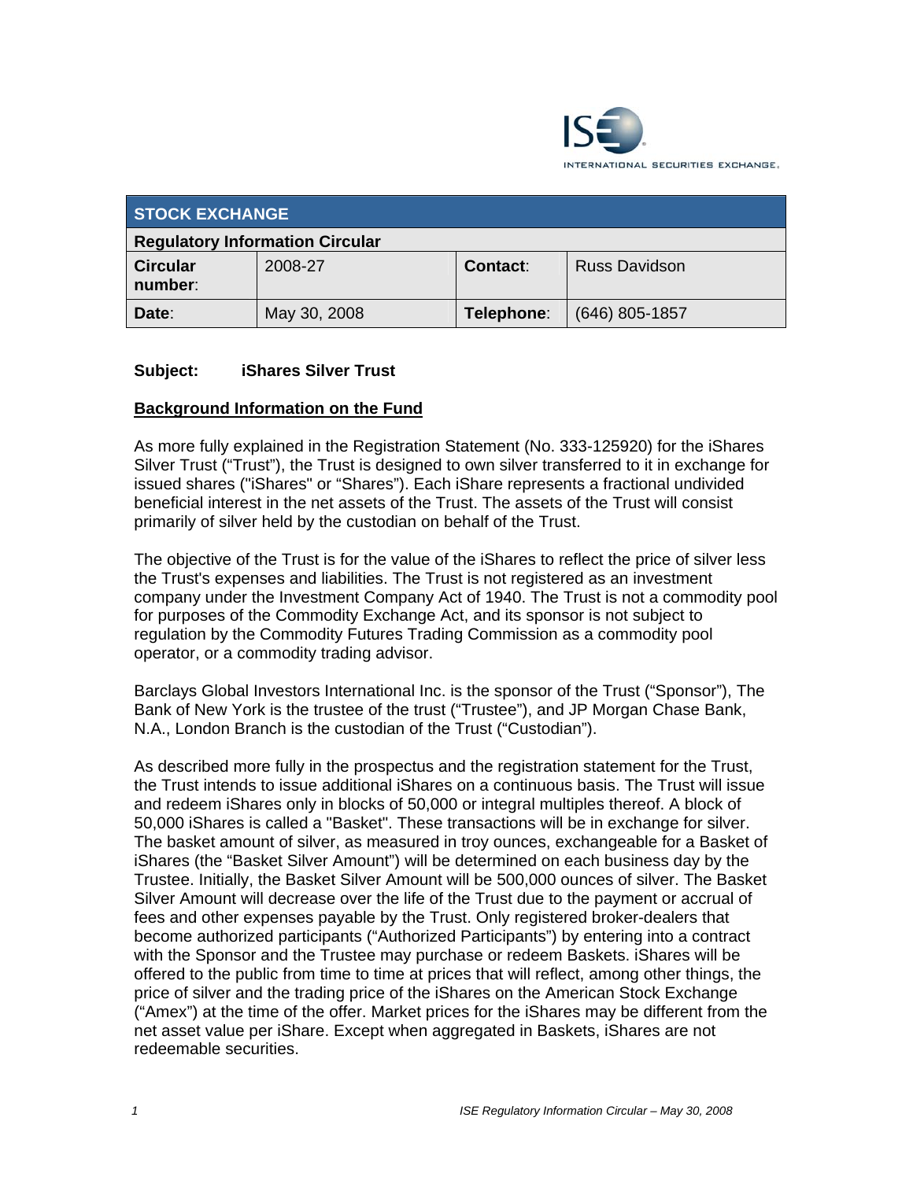ISE INTERNATIONAL SECURITIES EXCHANGE.

| STOCK EXCHANGE | | | |
|---|---|---|---|
| **Regulatory Information Circular** | | | |
| **Circular number**: | 2008-27 | **Contact**: | Russ Davidson |
| **Date**: | May 30, 2008 | **Telephone**: | (646) 805-1857 |

**Subject: iShares Silver Trust**

**Background Information on the Fund**

As more fully explained in the Registration Statement (No. 333-125920) for the iShares Silver Trust ("Trust"), the Trust is designed to own silver transferred to it in exchange for issued shares ("iShares" or "Shares"). Each iShare represents a fractional undivided beneficial interest in the net assets of the Trust. The assets of the Trust will consist primarily of silver held by the custodian on behalf of the Trust.

The objective of the Trust is for the value of the iShares to reflect the price of silver less the Trust's expenses and liabilities. The Trust is not registered as an investment company under the Investment Company Act of 1940. The Trust is not a commodity pool for purposes of the Commodity Exchange Act, and its sponsor is not subject to regulation by the Commodity Futures Trading Commission as a commodity pool operator, or a commodity trading advisor.

Barclays Global Investors International Inc. is the sponsor of the Trust ("Sponsor"), The Bank of New York is the trustee of the trust ("Trustee"), and JP Morgan Chase Bank, N.A., London Branch is the custodian of the Trust ("Custodian").

As described more fully in the prospectus and the registration statement for the Trust, the Trust intends to issue additional iShares on a continuous basis. The Trust will issue and redeem iShares only in blocks of 50,000 or integral multiples thereof. A block of 50,000 iShares is called a "Basket". These transactions will be in exchange for silver. The basket amount of silver, as measured in troy ounces, exchangeable for a Basket of iShares (the "Basket Silver Amount") will be determined on each business day by the Trustee. Initially, the Basket Silver Amount will be 500,000 ounces of silver. The Basket Silver Amount will decrease over the life of the Trust due to the payment or accrual of fees and other expenses payable by the Trust. Only registered broker-dealers that become authorized participants ("Authorized Participants") by entering into a contract with the Sponsor and the Trustee may purchase or redeem Baskets. iShares will be offered to the public from time to time at prices that will reflect, among other things, the price of silver and the trading price of the iShares on the American Stock Exchange ("Amex") at the time of the offer. Market prices for the iShares may be different from the net asset value per iShare. Except when aggregated in Baskets, iShares are not redeemable securities.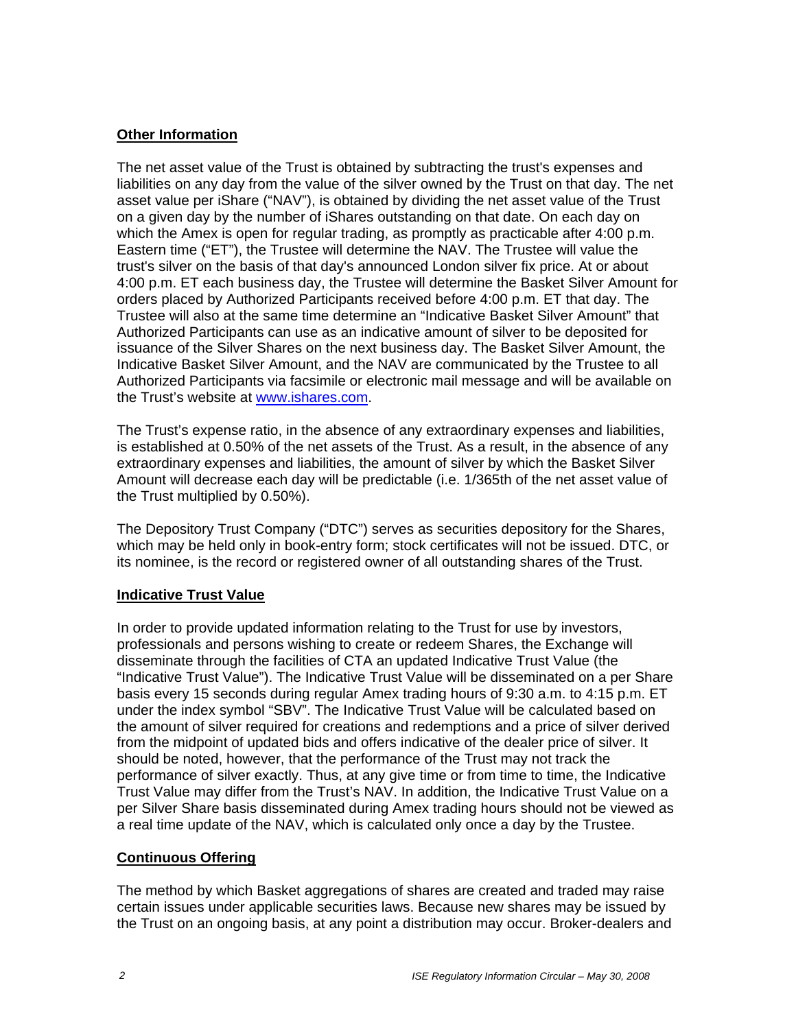**Other Information**

The net asset value of the Trust is obtained by subtracting the trust's expenses and liabilities on any day from the value of the silver owned by the Trust on that day. The net asset value per iShare ("NAV"), is obtained by dividing the net asset value of the Trust on a given day by the number of iShares outstanding on that date. On each day on which the Amex is open for regular trading, as promptly as practicable after 4:00 p.m. Eastern time ("ET"), the Trustee will determine the NAV. The Trustee will value the trust's silver on the basis of that day's announced London silver fix price. At or about 4:00 p.m. ET each business day, the Trustee will determine the Basket Silver Amount for orders placed by Authorized Participants received before 4:00 p.m. ET that day. The Trustee will also at the same time determine an "Indicative Basket Silver Amount" that Authorized Participants can use as an indicative amount of silver to be deposited for issuance of the Silver Shares on the next business day. The Basket Silver Amount, the Indicative Basket Silver Amount, and the NAV are communicated by the Trustee to all Authorized Participants via facsimile or electronic mail message and will be available on the Trust's website at www.ishares.com.

The Trust's expense ratio, in the absence of any extraordinary expenses and liabilities, is established at 0.50% of the net assets of the Trust. As a result, in the absence of any extraordinary expenses and liabilities, the amount of silver by which the Basket Silver Amount will decrease each day will be predictable (i.e. 1/365th of the net asset value of the Trust multiplied by 0.50%).

The Depository Trust Company ("DTC") serves as securities depository for the Shares, which may be held only in book-entry form; stock certificates will not be issued. DTC, or its nominee, is the record or registered owner of all outstanding shares of the Trust.

**Indicative Trust Value**

In order to provide updated information relating to the Trust for use by investors, professionals and persons wishing to create or redeem Shares, the Exchange will disseminate through the facilities of CTA an updated Indicative Trust Value (the "Indicative Trust Value"). The Indicative Trust Value will be disseminated on a per Share basis every 15 seconds during regular Amex trading hours of 9:30 a.m. to 4:15 p.m. ET under the index symbol "SBV". The Indicative Trust Value will be calculated based on the amount of silver required for creations and redemptions and a price of silver derived from the midpoint of updated bids and offers indicative of the dealer price of silver. It should be noted, however, that the performance of the Trust may not track the performance of silver exactly. Thus, at any give time or from time to time, the Indicative Trust Value may differ from the Trust's NAV. In addition, the Indicative Trust Value on a per Silver Share basis disseminated during Amex trading hours should not be viewed as a real time update of the NAV, which is calculated only once a day by the Trustee.

**Continuous Offering**

The method by which Basket aggregations of shares are created and traded may raise certain issues under applicable securities laws. Because new shares may be issued by the Trust on an ongoing basis, at any point a distribution may occur. Broker-dealers and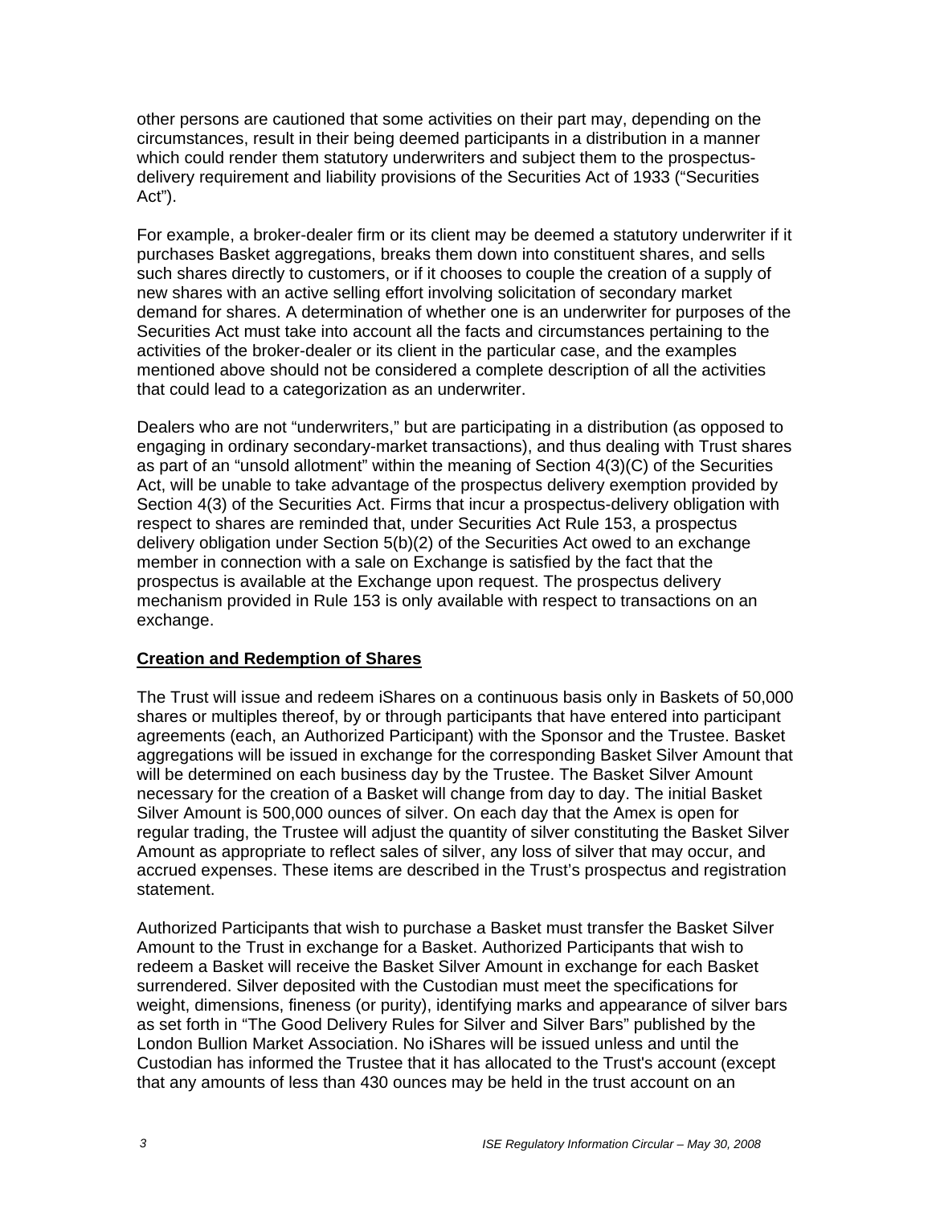other persons are cautioned that some activities on their part may, depending on the circumstances, result in their being deemed participants in a distribution in a manner which could render them statutory underwriters and subject them to the prospectus-delivery requirement and liability provisions of the Securities Act of 1933 ("Securities Act").

For example, a broker-dealer firm or its client may be deemed a statutory underwriter if it purchases Basket aggregations, breaks them down into constituent shares, and sells such shares directly to customers, or if it chooses to couple the creation of a supply of new shares with an active selling effort involving solicitation of secondary market demand for shares. A determination of whether one is an underwriter for purposes of the Securities Act must take into account all the facts and circumstances pertaining to the activities of the broker-dealer or its client in the particular case, and the examples mentioned above should not be considered a complete description of all the activities that could lead to a categorization as an underwriter.

Dealers who are not "underwriters," but are participating in a distribution (as opposed to engaging in ordinary secondary-market transactions), and thus dealing with Trust shares as part of an "unsold allotment" within the meaning of Section 4(3)(C) of the Securities Act, will be unable to take advantage of the prospectus delivery exemption provided by Section 4(3) of the Securities Act. Firms that incur a prospectus-delivery obligation with respect to shares are reminded that, under Securities Act Rule 153, a prospectus delivery obligation under Section 5(b)(2) of the Securities Act owed to an exchange member in connection with a sale on Exchange is satisfied by the fact that the prospectus is available at the Exchange upon request. The prospectus delivery mechanism provided in Rule 153 is only available with respect to transactions on an exchange.

**Creation and Redemption of Shares**

The Trust will issue and redeem iShares on a continuous basis only in Baskets of 50,000 shares or multiples thereof, by or through participants that have entered into participant agreements (each, an Authorized Participant) with the Sponsor and the Trustee. Basket aggregations will be issued in exchange for the corresponding Basket Silver Amount that will be determined on each business day by the Trustee. The Basket Silver Amount necessary for the creation of a Basket will change from day to day. The initial Basket Silver Amount is 500,000 ounces of silver. On each day that the Amex is open for regular trading, the Trustee will adjust the quantity of silver constituting the Basket Silver Amount as appropriate to reflect sales of silver, any loss of silver that may occur, and accrued expenses. These items are described in the Trust's prospectus and registration statement.

Authorized Participants that wish to purchase a Basket must transfer the Basket Silver Amount to the Trust in exchange for a Basket. Authorized Participants that wish to redeem a Basket will receive the Basket Silver Amount in exchange for each Basket surrendered. Silver deposited with the Custodian must meet the specifications for weight, dimensions, fineness (or purity), identifying marks and appearance of silver bars as set forth in "The Good Delivery Rules for Silver and Silver Bars" published by the London Bullion Market Association. No iShares will be issued unless and until the Custodian has informed the Trustee that it has allocated to the Trust's account (except that any amounts of less than 430 ounces may be held in the trust account on an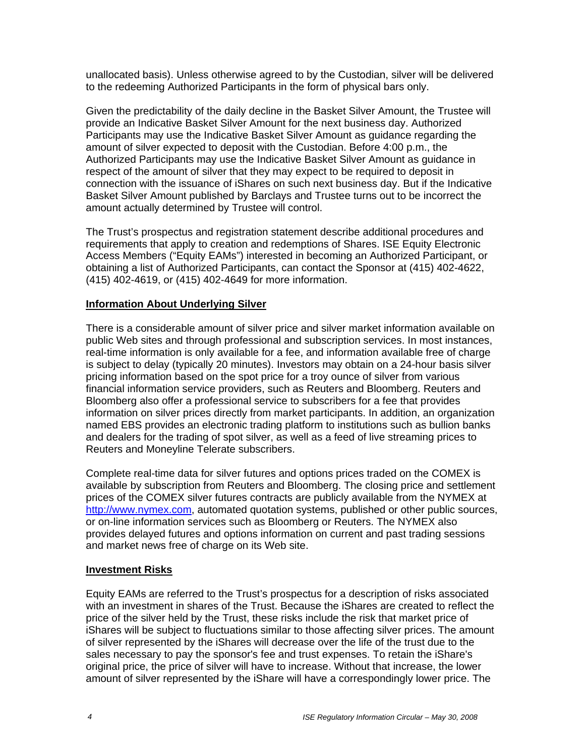unallocated basis). Unless otherwise agreed to by the Custodian, silver will be delivered to the redeeming Authorized Participants in the form of physical bars only.

Given the predictability of the daily decline in the Basket Silver Amount, the Trustee will provide an Indicative Basket Silver Amount for the next business day. Authorized Participants may use the Indicative Basket Silver Amount as guidance regarding the amount of silver expected to deposit with the Custodian. Before 4:00 p.m., the Authorized Participants may use the Indicative Basket Silver Amount as guidance in respect of the amount of silver that they may expect to be required to deposit in connection with the issuance of iShares on such next business day. But if the Indicative Basket Silver Amount published by Barclays and Trustee turns out to be incorrect the amount actually determined by Trustee will control.

The Trust's prospectus and registration statement describe additional procedures and requirements that apply to creation and redemptions of Shares. ISE Equity Electronic Access Members ("Equity EAMs") interested in becoming an Authorized Participant, or obtaining a list of Authorized Participants, can contact the Sponsor at (415) 402-4622, (415) 402-4619, or (415) 402-4649 for more information.

**Information About Underlying Silver**

There is a considerable amount of silver price and silver market information available on public Web sites and through professional and subscription services. In most instances, real-time information is only available for a fee, and information available free of charge is subject to delay (typically 20 minutes). Investors may obtain on a 24-hour basis silver pricing information based on the spot price for a troy ounce of silver from various financial information service providers, such as Reuters and Bloomberg. Reuters and Bloomberg also offer a professional service to subscribers for a fee that provides information on silver prices directly from market participants. In addition, an organization named EBS provides an electronic trading platform to institutions such as bullion banks and dealers for the trading of spot silver, as well as a feed of live streaming prices to Reuters and Moneyline Telerate subscribers.

Complete real-time data for silver futures and options prices traded on the COMEX is available by subscription from Reuters and Bloomberg. The closing price and settlement prices of the COMEX silver futures contracts are publicly available from the NYMEX at http://www.nymex.com, automated quotation systems, published or other public sources, or on-line information services such as Bloomberg or Reuters. The NYMEX also provides delayed futures and options information on current and past trading sessions and market news free of charge on its Web site.

**Investment Risks**

Equity EAMs are referred to the Trust's prospectus for a description of risks associated with an investment in shares of the Trust. Because the iShares are created to reflect the price of the silver held by the Trust, these risks include the risk that market price of iShares will be subject to fluctuations similar to those affecting silver prices. The amount of silver represented by the iShares will decrease over the life of the trust due to the sales necessary to pay the sponsor's fee and trust expenses. To retain the iShare's original price, the price of silver will have to increase. Without that increase, the lower amount of silver represented by the iShare will have a correspondingly lower price. The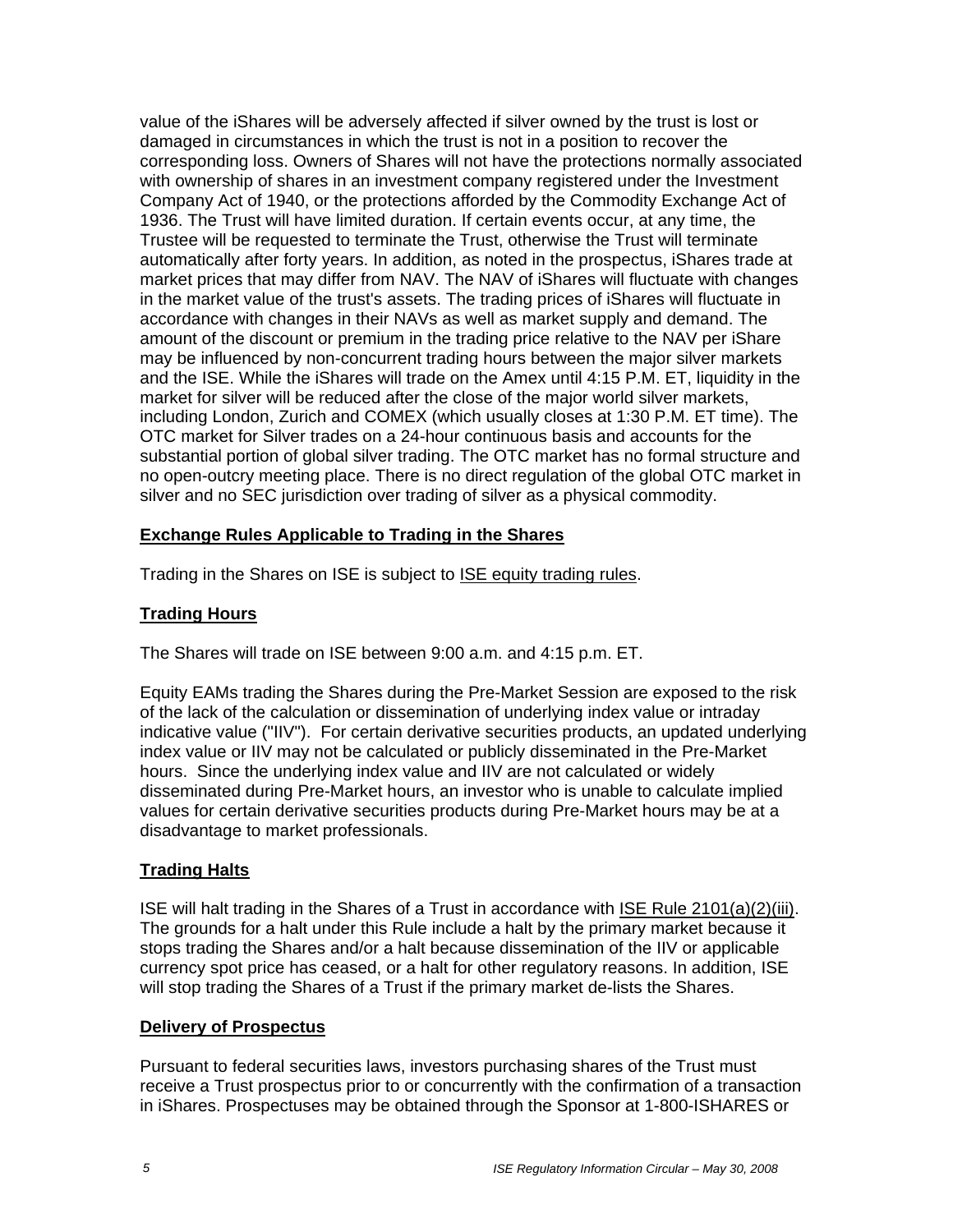value of the iShares will be adversely affected if silver owned by the trust is lost or damaged in circumstances in which the trust is not in a position to recover the corresponding loss. Owners of Shares will not have the protections normally associated with ownership of shares in an investment company registered under the Investment Company Act of 1940, or the protections afforded by the Commodity Exchange Act of 1936. The Trust will have limited duration. If certain events occur, at any time, the Trustee will be requested to terminate the Trust, otherwise the Trust will terminate automatically after forty years. In addition, as noted in the prospectus, iShares trade at market prices that may differ from NAV. The NAV of iShares will fluctuate with changes in the market value of the trust's assets. The trading prices of iShares will fluctuate in accordance with changes in their NAVs as well as market supply and demand. The amount of the discount or premium in the trading price relative to the NAV per iShare may be influenced by non-concurrent trading hours between the major silver markets and the ISE. While the iShares will trade on the Amex until 4:15 P.M. ET, liquidity in the market for silver will be reduced after the close of the major world silver markets, including London, Zurich and COMEX (which usually closes at 1:30 P.M. ET time). The OTC market for Silver trades on a 24-hour continuous basis and accounts for the substantial portion of global silver trading. The OTC market has no formal structure and no open-outcry meeting place. There is no direct regulation of the global OTC market in silver and no SEC jurisdiction over trading of silver as a physical commodity.

## Exchange Rules Applicable to Trading in the Shares

Trading in the Shares on ISE is subject to ISE equity trading rules.

## Trading Hours

The Shares will trade on ISE between 9:00 a.m. and 4:15 p.m. ET.

Equity EAMs trading the Shares during the Pre-Market Session are exposed to the risk of the lack of the calculation or dissemination of underlying index value or intraday indicative value ("IIV"). For certain derivative securities products, an updated underlying index value or IIV may not be calculated or publicly disseminated in the Pre-Market hours. Since the underlying index value and IIV are not calculated or widely disseminated during Pre-Market hours, an investor who is unable to calculate implied values for certain derivative securities products during Pre-Market hours may be at a disadvantage to market professionals.

## Trading Halts

ISE will halt trading in the Shares of a Trust in accordance with ISE Rule 2101(a)(2)(iii). The grounds for a halt under this Rule include a halt by the primary market because it stops trading the Shares and/or a halt because dissemination of the IIV or applicable currency spot price has ceased, or a halt for other regulatory reasons. In addition, ISE will stop trading the Shares of a Trust if the primary market de-lists the Shares.

## Delivery of Prospectus

Pursuant to federal securities laws, investors purchasing shares of the Trust must receive a Trust prospectus prior to or concurrently with the confirmation of a transaction in iShares. Prospectuses may be obtained through the Sponsor at 1-800-ISHARES or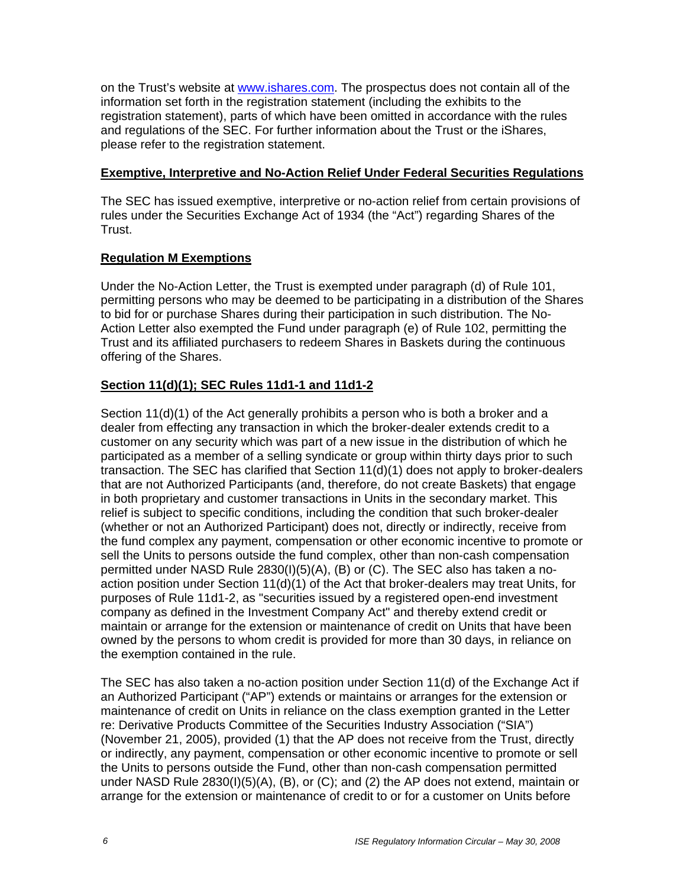on the Trust's website at www.ishares.com. The prospectus does not contain all of the information set forth in the registration statement (including the exhibits to the registration statement), parts of which have been omitted in accordance with the rules and regulations of the SEC. For further information about the Trust or the iShares, please refer to the registration statement.

**Exemptive, Interpretive and No-Action Relief Under Federal Securities Regulations**

The SEC has issued exemptive, interpretive or no-action relief from certain provisions of rules under the Securities Exchange Act of 1934 (the "Act") regarding Shares of the Trust.

**Regulation M Exemptions**

Under the No-Action Letter, the Trust is exempted under paragraph (d) of Rule 101, permitting persons who may be deemed to be participating in a distribution of the Shares to bid for or purchase Shares during their participation in such distribution. The No-Action Letter also exempted the Fund under paragraph (e) of Rule 102, permitting the Trust and its affiliated purchasers to redeem Shares in Baskets during the continuous offering of the Shares.

**Section 11(d)(1); SEC Rules 11d1-1 and 11d1-2**

Section 11(d)(1) of the Act generally prohibits a person who is both a broker and a dealer from effecting any transaction in which the broker-dealer extends credit to a customer on any security which was part of a new issue in the distribution of which he participated as a member of a selling syndicate or group within thirty days prior to such transaction. The SEC has clarified that Section 11(d)(1) does not apply to broker-dealers that are not Authorized Participants (and, therefore, do not create Baskets) that engage in both proprietary and customer transactions in Units in the secondary market. This relief is subject to specific conditions, including the condition that such broker-dealer (whether or not an Authorized Participant) does not, directly or indirectly, receive from the fund complex any payment, compensation or other economic incentive to promote or sell the Units to persons outside the fund complex, other than non-cash compensation permitted under NASD Rule 2830(I)(5)(A), (B) or (C). The SEC also has taken a no-action position under Section 11(d)(1) of the Act that broker-dealers may treat Units, for purposes of Rule 11d1-2, as "securities issued by a registered open-end investment company as defined in the Investment Company Act" and thereby extend credit or maintain or arrange for the extension or maintenance of credit on Units that have been owned by the persons to whom credit is provided for more than 30 days, in reliance on the exemption contained in the rule.

The SEC has also taken a no-action position under Section 11(d) of the Exchange Act if an Authorized Participant ("AP") extends or maintains or arranges for the extension or maintenance of credit on Units in reliance on the class exemption granted in the Letter re: Derivative Products Committee of the Securities Industry Association ("SIA") (November 21, 2005), provided (1) that the AP does not receive from the Trust, directly or indirectly, any payment, compensation or other economic incentive to promote or sell the Units to persons outside the Fund, other than non-cash compensation permitted under NASD Rule 2830(I)(5)(A), (B), or (C); and (2) the AP does not extend, maintain or arrange for the extension or maintenance of credit to or for a customer on Units before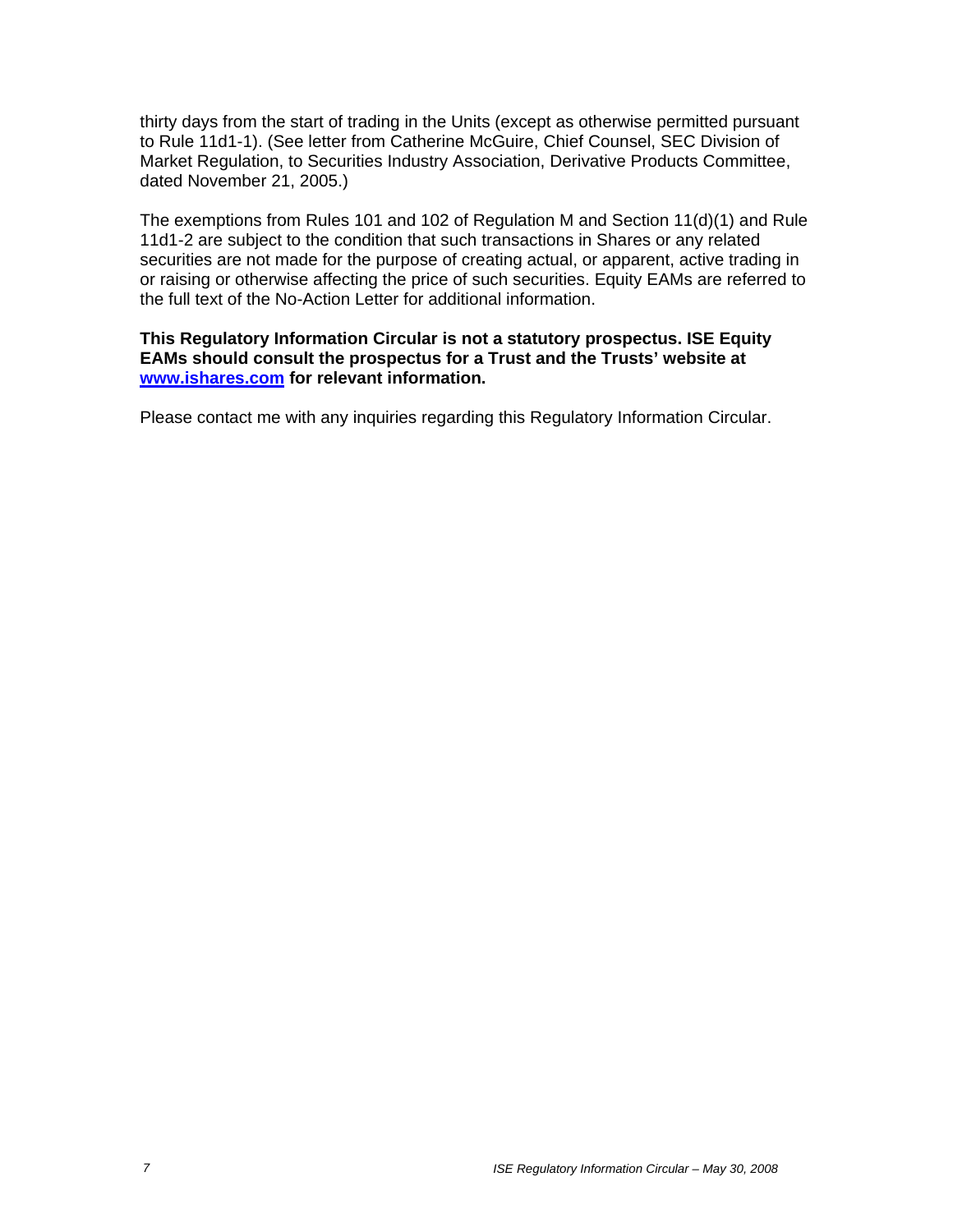thirty days from the start of trading in the Units (except as otherwise permitted pursuant to Rule 11d1-1). (See letter from Catherine McGuire, Chief Counsel, SEC Division of Market Regulation, to Securities Industry Association, Derivative Products Committee, dated November 21, 2005.)

The exemptions from Rules 101 and 102 of Regulation M and Section 11(d)(1) and Rule 11d1-2 are subject to the condition that such transactions in Shares or any related securities are not made for the purpose of creating actual, or apparent, active trading in or raising or otherwise affecting the price of such securities. Equity EAMs are referred to the full text of the No-Action Letter for additional information.

**This Regulatory Information Circular is not a statutory prospectus. ISE Equity EAMs should consult the prospectus for a Trust and the Trusts' website at [www.ishares.com](http://www.ishares.com) for relevant information.**

Please contact me with any inquiries regarding this Regulatory Information Circular.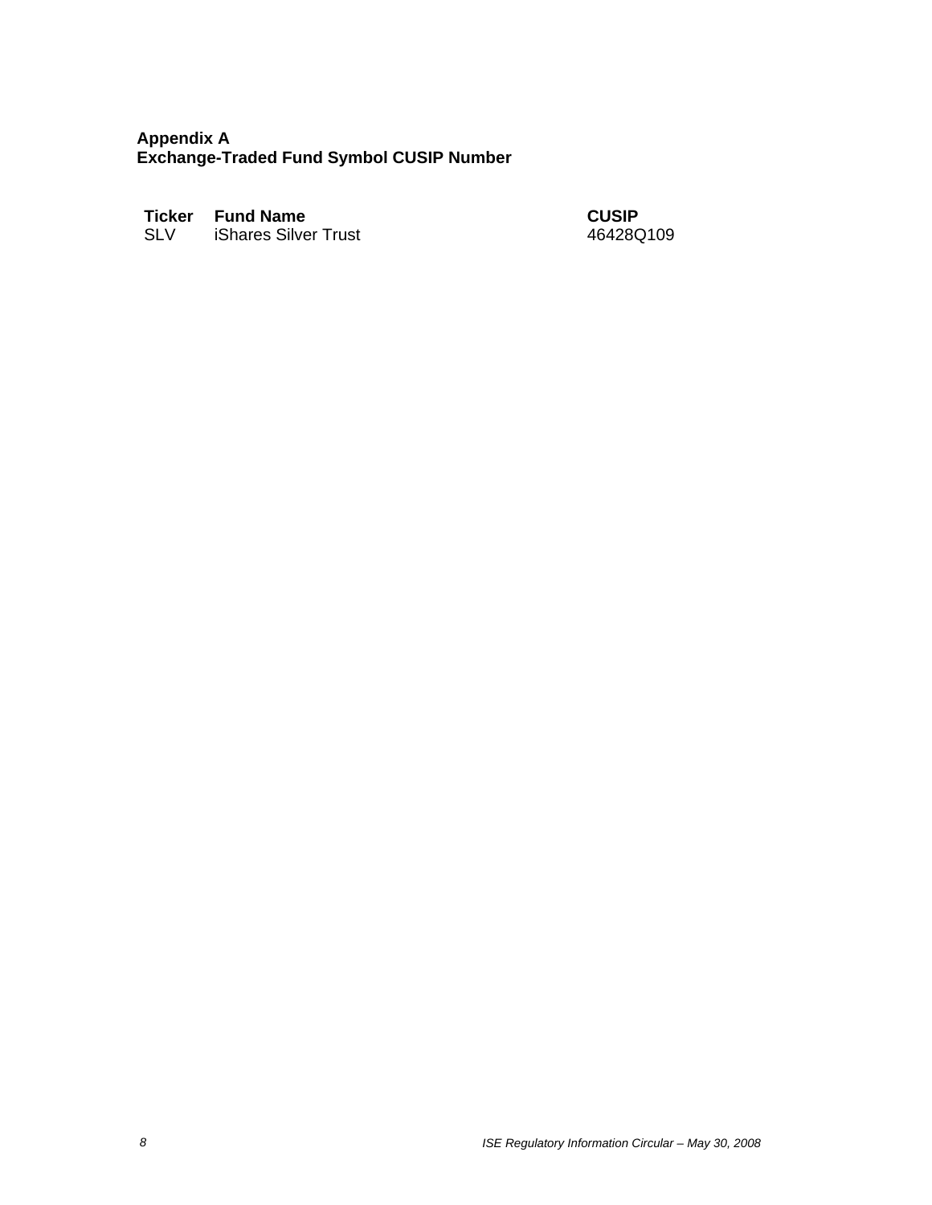**Appendix A**
**Exchange-Traded Fund Symbol CUSIP Number**

| Ticker | Fund Name | CUSIP |
|---|---|---|
| SLV | iShares Silver Trust | 46428Q109 |